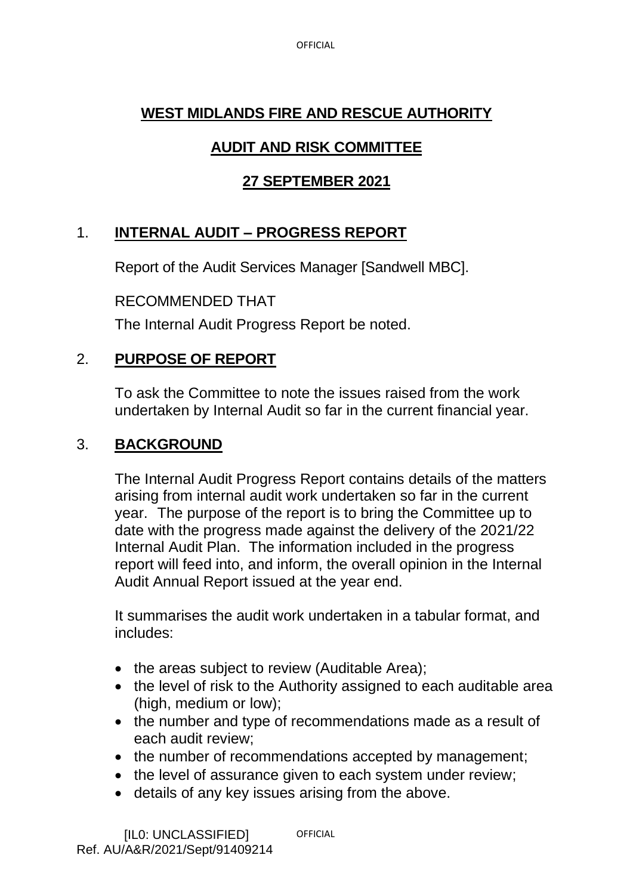# WEST MIDLANDS FIRE AND RESCUE AUTHORITY

## AUDIT AND RISK COMMITTEE

## 27 SEPTEMBER 2021

## 1. INTERNAL AUDIT – PROGRESS REPORT

Report of the Audit Services Manager [Sandwell MBC].

RECOMMENDED THAT

The Internal Audit Progress Report be noted.

## 2. PURPOSE OF REPORT

To ask the Committee to note the issues raised from the work undertaken by Internal Audit so far in the current financial year.

## 3. BACKGROUND

The Internal Audit Progress Report contains details of the matters arising from internal audit work undertaken so far in the current year. The purpose of the report is to bring the Committee up to date with the progress made against the delivery of the 2021/22 Internal Audit Plan. The information included in the progress report will feed into, and inform, the overall opinion in the Internal Audit Annual Report issued at the year end.

It summarises the audit work undertaken in a tabular format, and includes:

- the areas subject to review (Auditable Area);
- the level of risk to the Authority assigned to each auditable area (high, medium or low);
- the number and type of recommendations made as a result of each audit review;
- the number of recommendations accepted by management;
- the level of assurance given to each system under review;
- details of any key issues arising from the above.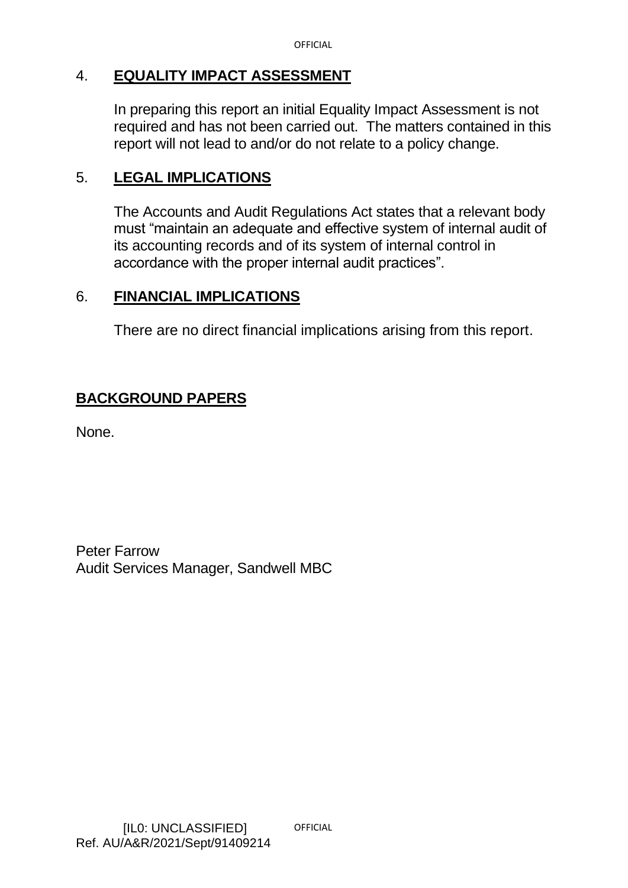## 4. **EQUALITY IMPACT ASSESSMENT**

In preparing this report an initial Equality Impact Assessment is not required and has not been carried out. The matters contained in this report will not lead to and/or do not relate to a policy change.

## 5. **LEGAL IMPLICATIONS**

The Accounts and Audit Regulations Act states that a relevant body must "maintain an adequate and effective system of internal audit of its accounting records and of its system of internal control in accordance with the proper internal audit practices".

## 6. **FINANCIAL IMPLICATIONS**

There are no direct financial implications arising from this report.

## **BACKGROUND PAPERS**

None.

Peter Farrow
Audit Services Manager, Sandwell MBC

[IL0: UNCLASSIFIED]
Ref. AU/A&R/2021/Sept/91409214